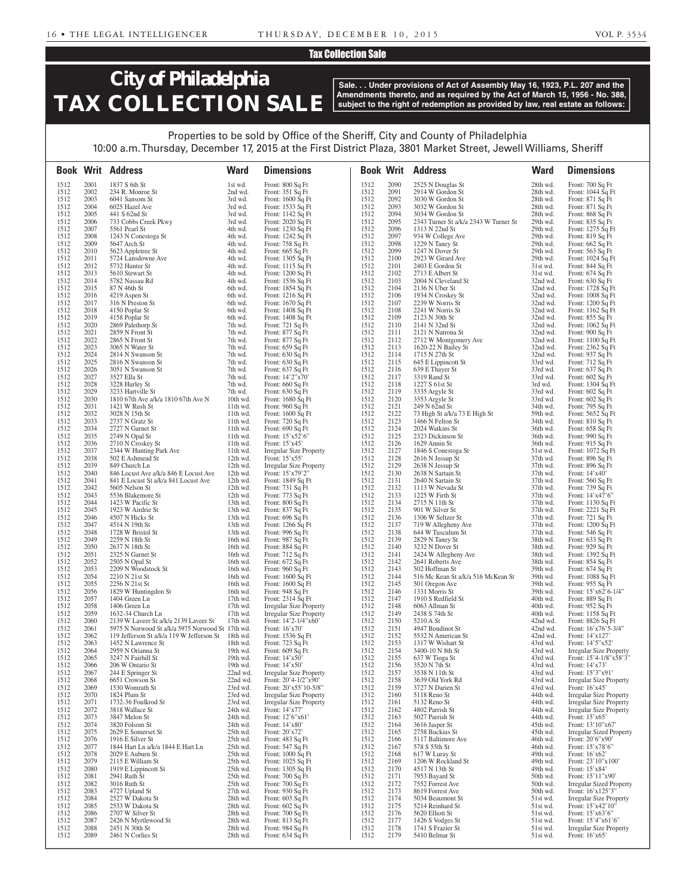Tax Collection Sale

# City of Philadelphia TAX COLLECTION SALE

**Sale. . . Under provisions of Act of Assembly May 16, 1923, P.L. 207 and the Amendments thereto, and as required by the Act of March 15, 1956 - No. 388, subject to the right of redemption as provided by law, real estate as follows:**

Properties to be sold by Office of the Sheriff, City and County of Philadelphia
10:00 a.m. Thursday, December 17, 2015 at the First District Plaza, 3801 Market Street, Jewell Williams, Sheriff

| Book | Writ | Address | Ward | Dimensions |
|---|---|---|---|---|
| 1512 | 2001 | 1837 S 6th St | 1st wd. | Front: 800 Sq Ft |
| 1512 | 2002 | 234 R. Monroe St | 2nd wd. | Front: 351 Sq Ft |
| 1512 | 2003 | 6041 Sansom St | 3rd wd. | Front: 1600 Sq Ft |
| 1512 | 2004 | 6025 Hazel Ave | 3rd wd. | Front: 1533 Sq Ft |
| 1512 | 2005 | 441 S 62nd St | 3rd wd. | Front: 1142 Sq Ft |
| 1512 | 2006 | 733 Cobbs Creek Pkwy | 3rd wd. | Front: 2020 Sq Ft |
| 1512 | 2007 | 5561 Pearl St | 4th wd. | Front: 1230 Sq Ft |
| 1512 | 2008 | 1243 N Conestoga St | 4th wd. | Front: 1242 Sq Ft |
| 1512 | 2009 | 5647 Arch St | 4th wd. | Front: 758 Sq Ft |
| 1512 | 2010 | 5623 Appletree St | 4th wd. | Front: 665 Sq Ft |
| 1512 | 2011 | 5724 Lansdowne Ave | 4th wd. | Front: 1305 Sq Ft |
| 1512 | 2012 | 5732 Hunter St | 4th wd. | Front: 1115 Sq Ft |
| 1512 | 2013 | 5610 Stewart St | 4th wd. | Front: 1200 Sq Ft |
| 1512 | 2014 | 5782 Nassau Rd | 4th wd. | Front: 1536 Sq Ft |
| 1512 | 2015 | 87 N 46th St | 6th wd. | Front: 1854 Sq Ft |
| 1512 | 2016 | 4219 Aspen St | 6th wd. | Front: 1216 Sq Ft |
| 1512 | 2017 | 316 N Preston St | 6th wd. | Front: 1670 Sq Ft |
| 1512 | 2018 | 4150 Poplar St | 6th wd. | Front: 1408 Sq Ft |
| 1512 | 2019 | 4158 Poplar St | 6th wd. | Front: 1408 Sq Ft |
| 1512 | 2020 | 2869 Palethorp St | 7th wd. | Front: 721 Sq Ft |
| 1512 | 2021 | 2859 N Front St | 7th wd. | Front: 877 Sq Ft |
| 1512 | 2022 | 2865 N Front St | 7th wd. | Front: 877 Sq Ft |
| 1512 | 2023 | 3065 N Water St | 7th wd. | Front: 659 Sq Ft |
| 1512 | 2024 | 2814 N Swanson St | 7th wd. | Front: 630 Sq Ft |
| 1512 | 2025 | 2816 N Swanson St | 7th wd. | Front: 630 Sq Ft |
| 1512 | 2026 | 3051 N Swanson St | 7th wd. | Front: 637 Sq Ft |
| 1512 | 2027 | 3527 Ella St | 7th wd. | Front: 14'2"x70' |
| 1512 | 2028 | 3228 Hurley St | 7th wd. | Front: 660 Sq Ft |
| 1512 | 2029 | 3233 Hartville St | 7th wd. | Front: 630 Sq Ft |
| 1512 | 2030 | 1810 67th Ave a/k/a 1810 67th Ave N | 10th wd. | Front: 1680 Sq Ft |
| 1512 | 2031 | 1421 W Rush St | 11th wd. | Front: 960 Sq Ft |
| 1512 | 2032 | 3028 N 15th St | 11th wd. | Front: 1600 Sq Ft |
| 1512 | 2033 | 2737 N Gratz St | 11th wd. | Front: 720 Sq Ft |
| 1512 | 2034 | 2727 N Garnet St | 11th wd. | Front: 690 Sq Ft |
| 1512 | 2035 | 2749 N Opal St | 11th wd. | Front: 15'x52'6" |
| 1512 | 2036 | 2710 N Croskey St | 11th wd. | Front: 15'x45' |
| 1512 | 2037 | 2344 W Hunting Park Ave | 11th wd. | Irregular Size Property |
| 1512 | 2038 | 502 E Ashmead St | 12th wd. | Front: 15'x55' |
| 1512 | 2039 | 849 Church Ln | 12th wd. | Irregular Size Property |
| 1512 | 2040 | 846 Locust Ave a/k/a 846 E Locust Ave | 12th wd. | Front: 15'x79'2" |
| 1512 | 2041 | 841 E Locust St a/k/a 841 Locust Ave | 12th wd. | Front: 1849 Sq Ft |
| 1512 | 2042 | 5605 Nelson St | 12th wd. | Front: 731 Sq Ft |
| 1512 | 2043 | 5536 Blakemore St | 12th wd. | Front: 773 Sq Ft |
| 1512 | 2044 | 1423 W Pacific St | 13th wd. | Front: 800 Sq Ft |
| 1512 | 2045 | 1923 W Airdrie St | 13th wd. | Front: 837 Sq Ft |
| 1512 | 2046 | 4507 N Hicks St | 13th wd. | Front: 696 Sq Ft |
| 1512 | 2047 | 4514 N 19th St | 13th wd. | Front: 1266 Sq Ft |
| 1512 | 2048 | 1728 W Bristol St | 13th wd. | Front: 996 Sq Ft |
| 1512 | 2049 | 2259 N 18th St | 16th wd. | Front: 987 Sq Ft |
| 1512 | 2050 | 2637 N 18th St | 16th wd. | Front: 884 Sq Ft |
| 1512 | 2051 | 2325 N Garnet St | 16th wd. | Front: 712 Sq Ft |
| 1512 | 2052 | 2505 N Opal St | 16th wd. | Front: 672 Sq Ft |
| 1512 | 2053 | 2209 N Woodstock St | 16th wd. | Front: 960 Sq Ft |
| 1512 | 2054 | 2210 N 21st St | 16th wd. | Front: 1600 Sq Ft |
| 1512 | 2055 | 2256 N 21st St | 16th wd. | Front: 1600 Sq Ft |
| 1512 | 2056 | 1829 W Huntingdon St | 16th wd. | Front: 948 Sq Ft |
| 1512 | 2057 | 1404 Green Ln | 17th wd. | Front: 2314 Sq Ft |
| 1512 | 2058 | 1406 Green Ln | 17th wd. | Irregular Size Property |
| 1512 | 2059 | 1632-34 Church Ln | 17th wd. | Irregular Size Property |
| 1512 | 2060 | 2139 W Laveer St a/k/a 2139 Laveer St | 17th wd. | Front: 14'2-1/4"x60' |
| 1512 | 2061 | 5975 N Norwood St a/k/a 5975 Norwood St | 17th wd. | Front: 16'x70' |
| 1512 | 2062 | 119 Jefferson St a/k/a 119 W Jefferson St | 18th wd. | Front: 1536 Sq Ft |
| 1512 | 2063 | 1452 N Lawrence St | 18th wd. | Front: 723 Sq Ft |
| 1512 | 2064 | 2959 N Orianna St | 19th wd. | Front: 609 Sq Ft |
| 1512 | 2065 | 3247 N Fairhill St | 19th wd. | Front: 14'x50' |
| 1512 | 2066 | 206 W Ontario St | 19th wd. | Front: 14'x50' |
| 1512 | 2067 | 244 E Springer St | 22nd wd. | Irregular Size Property |
| 1512 | 2068 | 6651 Crowson St | 22nd wd. | Front: 20'4-1/2"x90' |
| 1512 | 2069 | 1530 Womrath St | 23rd wd. | Front: 20'x55'10-5/8" |
| 1512 | 2070 | 1824 Plum St | 23rd wd. | Irregular Size Property |
| 1512 | 2071 | 1732-36 Foulkrod St | 23rd wd. | Irregular Size Property |
| 1512 | 2072 | 3818 Wallace St | 24th wd. | Front: 14'x77' |
| 1512 | 2073 | 3847 Melon St | 24th wd. | Front: 12'6"x61' |
| 1512 | 2074 | 3820 Folsom St | 24th wd. | Front: 14'x80' |
| 1512 | 2075 | 2629 E Somerset St | 25th wd. | Front: 20'x72' |
| 1512 | 2076 | 1916 E Silver St | 25th wd. | Front: 483 Sq Ft |
| 1512 | 2077 | 1844 Hart Ln a/k/a 1844 E Hart Ln | 25th wd. | Front: 547 Sq Ft |
| 1512 | 2078 | 2029 E Auburn St | 25th wd. | Front: 1000 Sq Ft |
| 1512 | 2079 | 2115 E William St | 25th wd. | Front: 1025 Sq Ft |
| 1512 | 2080 | 1919 E Lippincott St | 25th wd. | Front: 1305 Sq Ft |
| 1512 | 2081 | 2941 Ruth St | 25th wd. | Front: 700 Sq Ft |
| 1512 | 2082 | 3016 Ruth St | 25th wd. | Front: 700 Sq Ft |
| 1512 | 2083 | 4727 Upland St | 27th wd. | Front: 930 Sq Ft |
| 1512 | 2084 | 2527 W Dakota St | 28th wd. | Front: 603 Sq Ft |
| 1512 | 2085 | 2533 W Dakota St | 28th wd. | Front: 602 Sq Ft |
| 1512 | 2086 | 2707 W Silver St | 28th wd. | Front: 700 Sq Ft |
| 1512 | 2087 | 2426 N Myrtlewood St | 28th wd. | Front: 813 Sq Ft |
| 1512 | 2088 | 2451 N 30th St | 28th wd. | Front: 984 Sq Ft |
| 1512 | 2089 | 2461 N Corlies St | 28th wd. | Front: 634 Sq Ft |
| 1512 | 2090 | 2525 N Douglas St | 28th wd. | Front: 700 Sq Ft |
| 1512 | 2091 | 2914 W Gordon St | 28th wd. | Front: 1044 Sq Ft |
| 1512 | 2092 | 3030 W Gordon St | 28th wd. | Front: 871 Sq Ft |
| 1512 | 2093 | 3032 W Gordon St | 28th wd. | Front: 871 Sq Ft |
| 1512 | 2094 | 3034 W Gordon St | 28th wd. | Front: 868 Sq Ft |
| 1512 | 2095 | 2343 Turner St a/k/a 2343 W Turner St | 29th wd. | Front: 835 Sq Ft |
| 1512 | 2096 | 1313 N 22nd St | 29th wd. | Front: 1275 Sq Ft |
| 1512 | 2097 | 934 W College Ave | 29th wd. | Front: 819 Sq Ft |
| 1512 | 2098 | 1229 N Taney St | 29th wd. | Front: 662 Sq Ft |
| 1512 | 2099 | 1247 N Dover St | 29th wd. | Front: 563 Sq Ft |
| 1512 | 2100 | 2923 W Girard Ave | 29th wd. | Front: 1024 Sq Ft |
| 1512 | 2101 | 2403 E Gordon St | 31st wd. | Front: 844 Sq Ft |
| 1512 | 2102 | 2713 E Albert St | 31st wd. | Front: 674 Sq Ft |
| 1512 | 2103 | 2004 N Cleveland St | 32nd wd. | Front: 630 Sq Ft |
| 1512 | 2104 | 2136 N Uber St | 32nd wd. | Front: 1728 Sq Ft |
| 1512 | 2106 | 1934 N Croskey St | 32nd wd. | Front: 1008 Sq Ft |
| 1512 | 2107 | 2239 W Norris St | 32nd wd. | Front: 1200 Sq Ft |
| 1512 | 2108 | 2241 W Norris St | 32nd wd. | Front: 1162 Sq Ft |
| 1512 | 2109 | 2123 N 30th St | 32nd wd. | Front: 855 Sq Ft |
| 1512 | 2110 | 2141 N 32nd St | 32nd wd. | Front: 1062 Sq Ft |
| 1512 | 2111 | 2121 N Natrona St | 32nd wd. | Front: 900 Sq Ft |
| 1512 | 2112 | 2712 W Montgomery Ave | 32nd wd. | Front: 1100 Sq Ft |
| 1512 | 2113 | 1620-22 N Bailey St | 32nd wd. | Front: 2362 Sq Ft |
| 1512 | 2114 | 1715 N 27th St | 32nd wd. | Front: 937 Sq Ft |
| 1512 | 2115 | 645 E Lippincott St | 33rd wd. | Front: 712 Sq Ft |
| 1512 | 2116 | 639 E Thayer St | 33rd wd. | Front: 637 Sq Ft |
| 1512 | 2117 | 3319 Rand St | 33rd wd. | Front: 602 Sq Ft |
| 1512 | 2118 | 1227 S 61st St | 3rd wd. | Front: 1304 Sq Ft |
| 1512 | 2119 | 3335 Argyle St | 33rd wd. | Front: 602 Sq Ft |
| 1512 | 2120 | 3353 Argyle St | 33rd wd. | Front: 602 Sq Ft |
| 1512 | 2121 | 249 N 62nd St | 34th wd. | Front: 795 Sq Ft |
| 1512 | 2122 | 73 High St a/k/a 73 E High St | 59th wd. | Front: 5652 Sq Ft |
| 1512 | 2123 | 1466 N Felton St | 34th wd. | Front: 810 Sq Ft |
| 1512 | 2124 | 2024 Watkins St | 36th wd. | Front: 658 Sq Ft |
| 1512 | 2125 | 2323 Dickinson St | 36th wd. | Front: 990 Sq Ft |
| 1512 | 2126 | 1629 Annin St | 36th wd. | Front: 915 Sq Ft |
| 1512 | 2127 | 1846 S Conestoga St | 51st wd. | Front: 1072 Sq Ft |
| 1512 | 2128 | 2616 N Jessup St | 37th wd. | Front: 896 Sq Ft |
| 1512 | 2129 | 2638 N Jessup St | 37th wd. | Front: 896 Sq Ft |
| 1512 | 2130 | 2638 N Sartain St | 37th wd. | Front: 14'x40' |
| 1512 | 2131 | 2640 N Sartain St | 37th wd. | Front: 560 Sq Ft |
| 1512 | 2132 | 1113 W Nevada St | 37th wd. | Front: 739 Sq Ft |
| 1512 | 2133 | 1225 W Firth St | 37th wd. | Front: 14'x47'6" |
| 1512 | 2134 | 2715 N 11th St | 37th wd. | Front: 1130 Sq Ft |
| 1512 | 2135 | 901 W Silver St | 37th wd. | Front: 2221 Sq Ft |
| 1512 | 2136 | 1306 W Seltzer St | 37th wd. | Front: 721 Sq Ft |
| 1512 | 2137 | 719 W Allegheny Ave | 37th wd. | Front: 1200 Sq Ft |
| 1512 | 2138 | 644 W Tusculum St | 37th wd. | Front: 546 Sq Ft |
| 1512 | 2139 | 2829 N Taney St | 38th wd. | Front: 633 Sq Ft |
| 1512 | 2140 | 3232 N Dover St | 38th wd. | Front: 929 Sq Ft |
| 1512 | 2141 | 2424 W Allegheny Ave | 38th wd. | Front: 1392 Sq Ft |
| 1512 | 2142 | 2641 Roberts Ave | 38th wd. | Front: 854 Sq Ft |
| 1512 | 2143 | 502 Hoffman St | 39th wd. | Front: 674 Sq Ft |
| 1512 | 2144 | 516 Mc Kean St a/k/a 516 McKean St | 39th wd. | Front: 1088 Sq Ft |
| 1512 | 2145 | 501 Oregon Ave | 39th wd. | Front: 955 Sq Ft |
| 1512 | 2146 | 1331 Morris St | 39th wd. | Front: 15'x62'6-1/4" |
| 1512 | 2147 | 1910 S Redfield St | 40th wd. | Front: 889 Sq Ft |
| 1512 | 2148 | 6063 Allman St | 40th wd. | Front: 952 Sq Ft |
| 1512 | 2149 | 2438 S 74th St | 40th wd. | Front: 1158 Sq Ft |
| 1512 | 2150 | 5210 A St | 42nd wd. | Front: 8826 Sq Ft |
| 1512 | 2151 | 4947 Boudinot St | 42nd wd. | Front: 16'x76'5-3/4" |
| 1512 | 2152 | 5532 N American St | 42nd wd. | Front: 14'x127' |
| 1512 | 2153 | 1317 W Wishart St | 43rd wd. | Front: 14'5"x52' |
| 1512 | 2154 | 3400-10 N 8th St | 43rd wd. | Irregular Size Property |
| 1512 | 2155 | 637 W Tioga St | 43rd wd. | Front: 15'4-1/8"x58'3" |
| 1512 | 2156 | 3520 N 7th St | 43rd wd. | Front: 14'x73' |
| 1512 | 2157 | 3538 N 11th St | 43rd wd. | Front: 15'3"x91' |
| 1512 | 2158 | 3639 Old York Rd | 43rd wd. | Irregular Size Property |
| 1512 | 2159 | 3727 N Darien St | 43rd wd. | Front: 16'x45' |
| 1512 | 2160 | 5118 Reno St | 44th wd. | Irregular Size Property |
| 1512 | 2161 | 5132 Reno St | 44th wd. | Irregular Size Property |
| 1512 | 2162 | 4802 Parrish St | 44th wd. | Irregular Size Property |
| 1512 | 2163 | 5027 Parrish St | 44th wd. | Front: 15'x65' |
| 1512 | 2164 | 3616 Jasper St | 45th wd. | Front: 13'10"x67' |
| 1512 | 2165 | 2758 Buckius St | 45th wd. | Irregular Sized Property |
| 1512 | 2166 | 5117 Baltimore Ave | 46th wd. | Front: 20'6"x90' |
| 1512 | 2167 | 578 S 55th St | 46th wd. | Front: 15'x78'6" |
| 1512 | 2168 | 617 W Luray St | 49th wd. | Front: 16'x62' |
| 1512 | 2169 | 1206 W Rockland St | 49th wd. | Front: 23'10"x100' |
| 1512 | 2170 | 4517 N 13th St | 49th wd. | Front: 15'x84' |
| 1512 | 2171 | 7953 Bayard St | 50th wd. | Front: 15'11"x90' |
| 1512 | 2172 | 7552 Forrest Ave | 50th wd. | Irregular Sized Property |
| 1512 | 2173 | 8619 Forrest Ave | 50th wd. | Front: 16'x125'3" |
| 1512 | 2174 | 5034 Beaumont St | 51st wd. | Irregular Size Property |
| 1512 | 2175 | 5214 Reinhard St | 51st wd. | Front: 15'x42'10" |
| 1512 | 2176 | 5620 Elliott St | 51st wd. | Front: 15'x63'6" |
| 1512 | 2177 | 1426 S Vodges St | 51st wd. | Front: 15'4"x61'6" |
| 1512 | 2178 | 1741 S Frazier St | 51st wd. | Irregular Size Property |
| 1512 | 2179 | 5410 Belmar St | 51st wd. | Front: 16'x65' |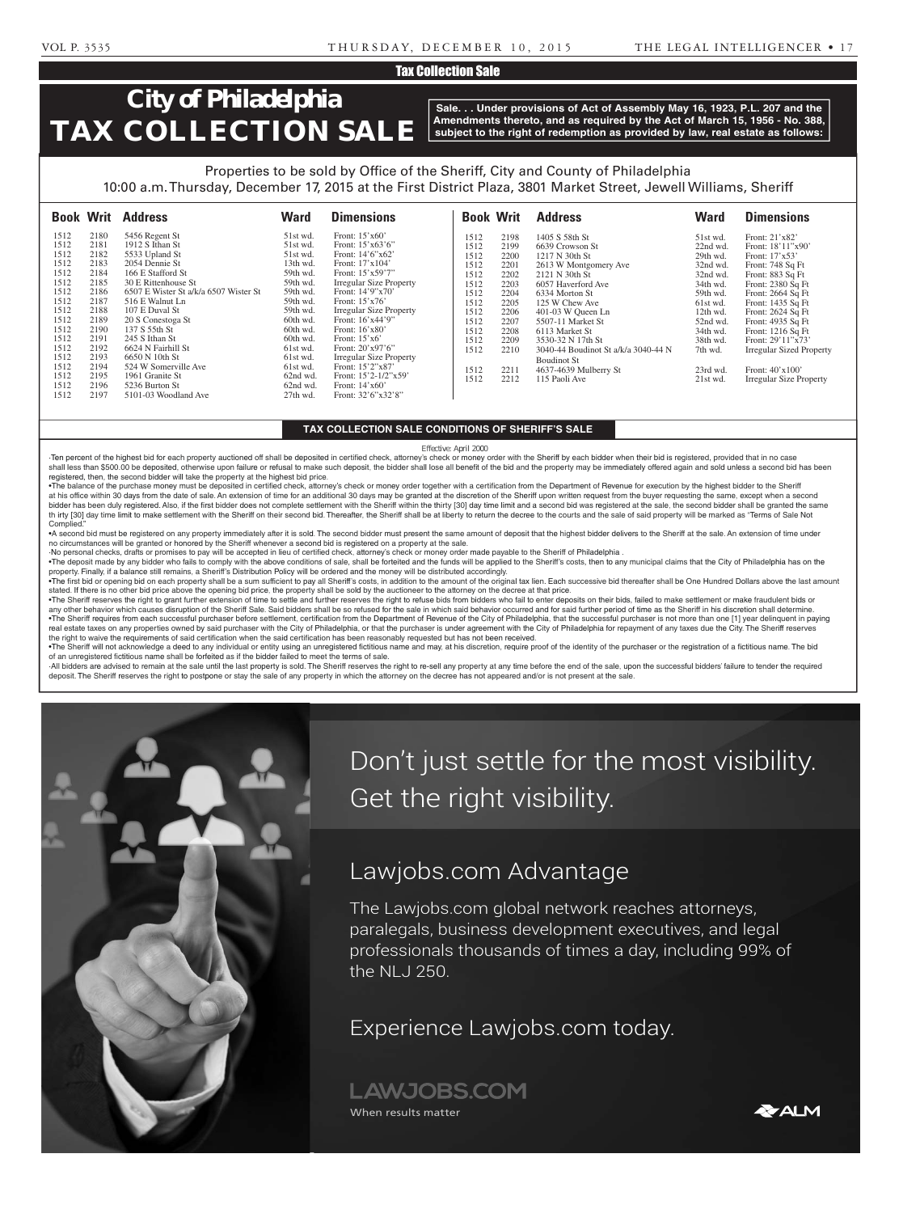Tax Collection Sale

# City of Philadelphia TAX COLLECTION SALE

**Sale. . . Under provisions of Act of Assembly May 16, 1923, P.L. 207 and the Amendments thereto, and as required by the Act of March 15, 1956 - No. 388, subject to the right of redemption as provided by law, real estate as follows:**

Properties to be sold by Office of the Sheriff, City and County of Philadelphia
10:00 a.m. Thursday, December 17, 2015 at the First District Plaza, 3801 Market Street, Jewell Williams, Sheriff

| Book | Writ | Address | Ward | Dimensions |
|---|---|---|---|---|
| 1512 | 2180 | 5456 Regent St | 51st wd. | Front: 15'x60' |
| 1512 | 2181 | 1912 S Ithan St | 51st wd. | Front: 15'x63'6" |
| 1512 | 2182 | 5533 Upland St | 51st wd. | Front: 14'6"x62' |
| 1512 | 2183 | 2054 Dennie St | 13th wd. | Front: 17'x104' |
| 1512 | 2184 | 166 E Stafford St | 59th wd. | Front: 15'x59'7" |
| 1512 | 2185 | 30 E Rittenhouse St | 59th wd. | Irregular Size Property |
| 1512 | 2186 | 6507 E Wister St a/k/a 6507 Wister St | 59th wd. | Front: 14'9"x70' |
| 1512 | 2187 | 516 E Walnut Ln | 59th wd. | Front: 15'x76' |
| 1512 | 2188 | 107 E Duval St | 59th wd. | Irregular Size Property |
| 1512 | 2189 | 20 S Conestoga St | 60th wd. | Front: 16'x44'9" |
| 1512 | 2190 | 137 S 55th St | 60th wd. | Front: 16'x80' |
| 1512 | 2191 | 245 S Ithan St | 60th wd. | Front: 15'x6' |
| 1512 | 2192 | 6624 N Fairhill St | 61st wd. | Front: 20'x97'6" |
| 1512 | 2193 | 6650 N 10th St | 61st wd. | Irregular Size Property |
| 1512 | 2194 | 524 W Somerville Ave | 61st wd. | Front: 15'2"x87' |
| 1512 | 2195 | 1961 Granite St | 62nd wd. | Front: 15'2-1/2"x59' |
| 1512 | 2196 | 5236 Burton St | 62nd wd. | Front: 14'x60' |
| 1512 | 2197 | 5101-03 Woodland Ave | 27th wd. | Front: 32'6"x32'8" |
| 1512 | 2198 | 1405 S 58th St | 51st wd. | Front: 21'x82' |
| 1512 | 2199 | 6639 Crowson St | 22nd wd. | Front: 18'11"x90' |
| 1512 | 2200 | 1217 N 30th St | 29th wd. | Front: 17'x53' |
| 1512 | 2201 | 2613 W Montgomery Ave | 32nd wd. | Front: 748 Sq Ft |
| 1512 | 2202 | 2121 N 30th St | 32nd wd. | Front: 883 Sq Ft |
| 1512 | 2203 | 6057 Haverford Ave | 34th wd. | Front: 2380 Sq Ft |
| 1512 | 2204 | 6334 Morton St | 59th wd. | Front: 2664 Sq Ft |
| 1512 | 2205 | 125 W Chew Ave | 61st wd. | Front: 1435 Sq Ft |
| 1512 | 2206 | 401-03 W Queen Ln | 12th wd. | Front: 2624 Sq Ft |
| 1512 | 2207 | 5507-11 Market St | 52nd wd. | Front: 4935 Sq Ft |
| 1512 | 2208 | 6113 Market St | 34th wd. | Front: 1216 Sq Ft |
| 1512 | 2209 | 3530-32 N 17th St | 38th wd. | Front: 29'11"x73' |
| 1512 | 2210 | 3040-44 Boudinot St a/k/a 3040-44 N Boudinot St | 7th wd. | Irregular Sized Property |
| 1512 | 2211 | 4637-4639 Mulberry St | 23rd wd. | Front: 40'x100' |
| 1512 | 2212 | 115 Paoli Ave | 21st wd. | Irregular Size Property |

## TAX COLLECTION SALE CONDITIONS OF SHERIFF'S SALE

Effective: April 2000

·Ten percent of the highest bid for each property auctioned off shall be deposited in certified check, attorney's check or money order with the Sheriff by each bidder when their bid is registered, provided that in no case shall less than $500.00 be deposited, otherwise upon failure or refusal to make such deposit, the bidder shall lose all benefit of the bid and the property may be immediately offered again and sold unless a second bid has been registered, then, the second bidder will take the property at the highest bid price.

•The balance of the purchase money must be deposited in certified check, attorney's check or money order together with a certification from the Department of Revenue for execution by the highest bidder to the Sheriff at his office within 30 days from the date of sale. An extension of time for an additional 30 days may be granted at the discretion of the Sheriff upon written request from the buyer requesting the same, except when a second bidder has been duly registered. Also, if the first bidder does not complete settlement with the Sheriff within the thirty [30] day time limit and a second bid was registered at the sale, the second bidder shall be granted the same th irty [30] day time limit to make settlement with the Sheriff on their second bid. Thereafter, the Sheriff shall be at liberty to return the decree to the courts and the sale of said property will be marked as "Terms of Sale Not Complied."

•A second bid must be registered on any property immediately after it is sold. The second bidder must present the same amount of deposit that the highest bidder delivers to the Sheriff at the sale. An extension of time under no circumstances will be granted or honored by the Sheriff whenever a second bid is registered on a property at the sale.

·No personal checks, drafts or promises to pay will be accepted in lieu of certified check, attorney's check or money order made payable to the Sheriff of Philadelphia .

•The deposit made by any bidder who fails to comply with the above conditions of sale, shall be forteited and the funds will be applied to the Sheriff's costs, then to any municipal claims that the City of Philadelphia has on the property. Finally, if a balance still remains, a Sheriff's Distribution Policy will be ordered and the money will be distributed accordingly.

•The first bid or opening bid on each property shall be a sum sufficient to pay all Sheriff's costs, in addition to the amount of the original tax lien. Each successive bid thereafter shall be One Hundred Dollars above the last amount stated. If there is no other bid price above the opening bid price, the property shall be sold by the auctioneer to the attorney on the decree at that price.

•The Sheriff reserves the right to grant further extension of time to settle and further reserves the right to refuse bids from bidders who fail to enter deposits on their bids, failed to make settlement or make fraudulent bids or any other behavior which causes disruption of the Sheriff Sale. Said bidders shall be so refused for the sale in which said behavior occurred and for said further period of time as the Sheriff in his discretion shall determine.

•The Sheriff requires from each successful purchaser before settlement, certification from the Department of Revenue of the City of Philadelphia, that the successful purchaser is not more than one [1] year delinquent in paying real estate taxes on any properties owned by said purchaser with the City of Philadelphia, or that the purchaser is under agreement with the City of Philadelphia for repayment of any taxes due the City. The Sheriff reserves the right to waive the requirements of said certification when the said certification has been reasonably requested but has not been received.

•The Sheriff will not acknowledge a deed to any individual or entity using an unregistered fictitious name and may, at his discretion, require proof of the identity of the purchaser or the registration of a fictitious name. The bid of an unregistered fictitious name shall be forfeited as if the bidder failed to meet the terms of sale.

·All bidders are advised to remain at the sale until the last property is sold. The Sheriff reserves the right to re-sell any property at any time before the end of the sale, upon the successful bidders' failure to tender the required deposit. The Sheriff reserves the right to postpone or stay the sale of any property in which the attorney on the decree has not appeared and/or is not present at the sale.

Don't just settle for the most visibility.
Get the right visibility.

Lawjobs.com Advantage

The Lawjobs.com global network reaches attorneys, paralegals, business development executives, and legal professionals thousands of times a day, including 99% of the NLJ 250.

Experience Lawjobs.com today.

LAWJOBS.COM
When results matter

ALM